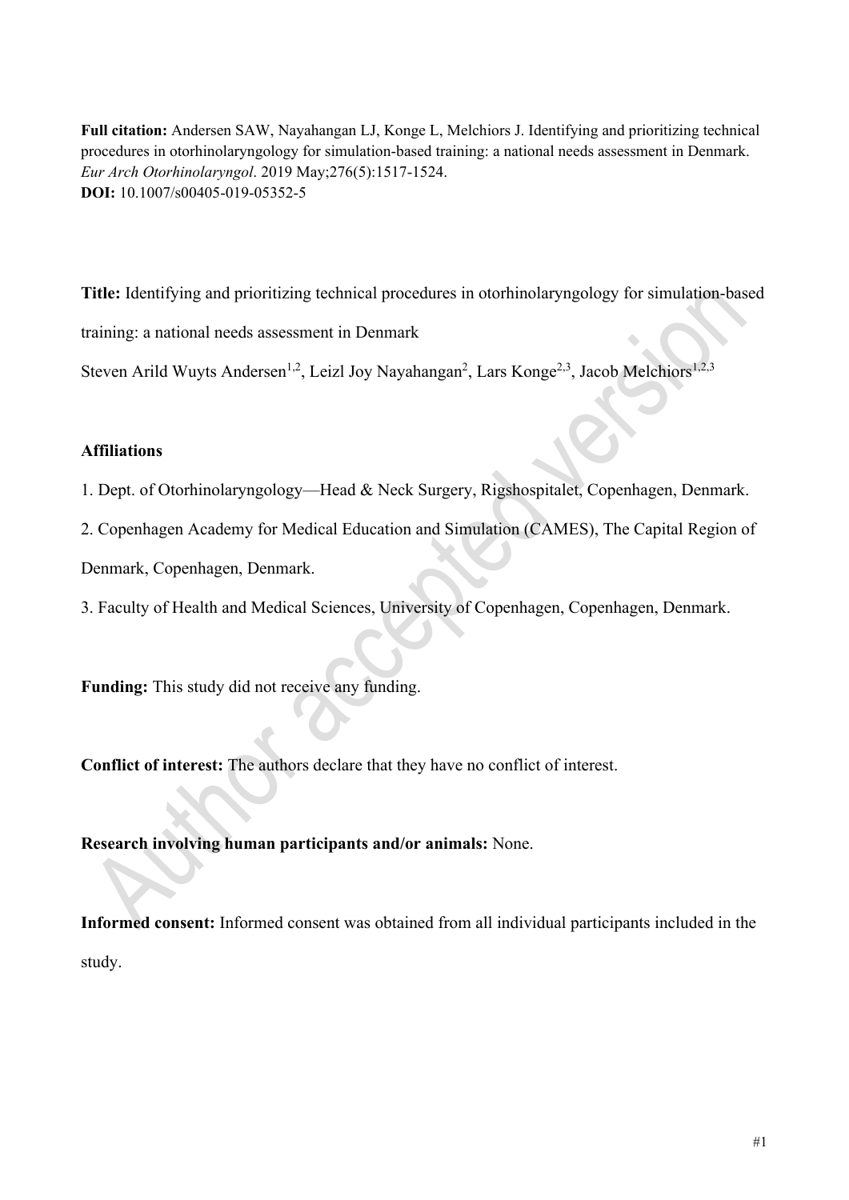**Full citation:** Andersen SAW, Nayahangan LJ, Konge L, Melchiors J. Identifying and prioritizing technical procedures in otorhinolaryngology for simulation-based training: a national needs assessment in Denmark. *Eur Arch Otorhinolaryngol*. 2019 May;276(5):1517-1524.
**DOI:** 10.1007/s00405-019-05352-5

**Title:** Identifying and prioritizing technical procedures in otorhinolaryngology for simulation-based training: a national needs assessment in Denmark

Steven Arild Wuyts Andersen[1,2], Leizl Joy Nayahangan[2], Lars Konge[2,3], Jacob Melchiors[1,2,3]

**Affiliations**

1. Dept. of Otorhinolaryngology—Head & Neck Surgery, Rigshospitalet, Copenhagen, Denmark.
2. Copenhagen Academy for Medical Education and Simulation (CAMES), The Capital Region of Denmark, Copenhagen, Denmark.
3. Faculty of Health and Medical Sciences, University of Copenhagen, Copenhagen, Denmark.

**Funding:** This study did not receive any funding.

**Conflict of interest:** The authors declare that they have no conflict of interest.

**Research involving human participants and/or animals:** None.

**Informed consent:** Informed consent was obtained from all individual participants included in the study.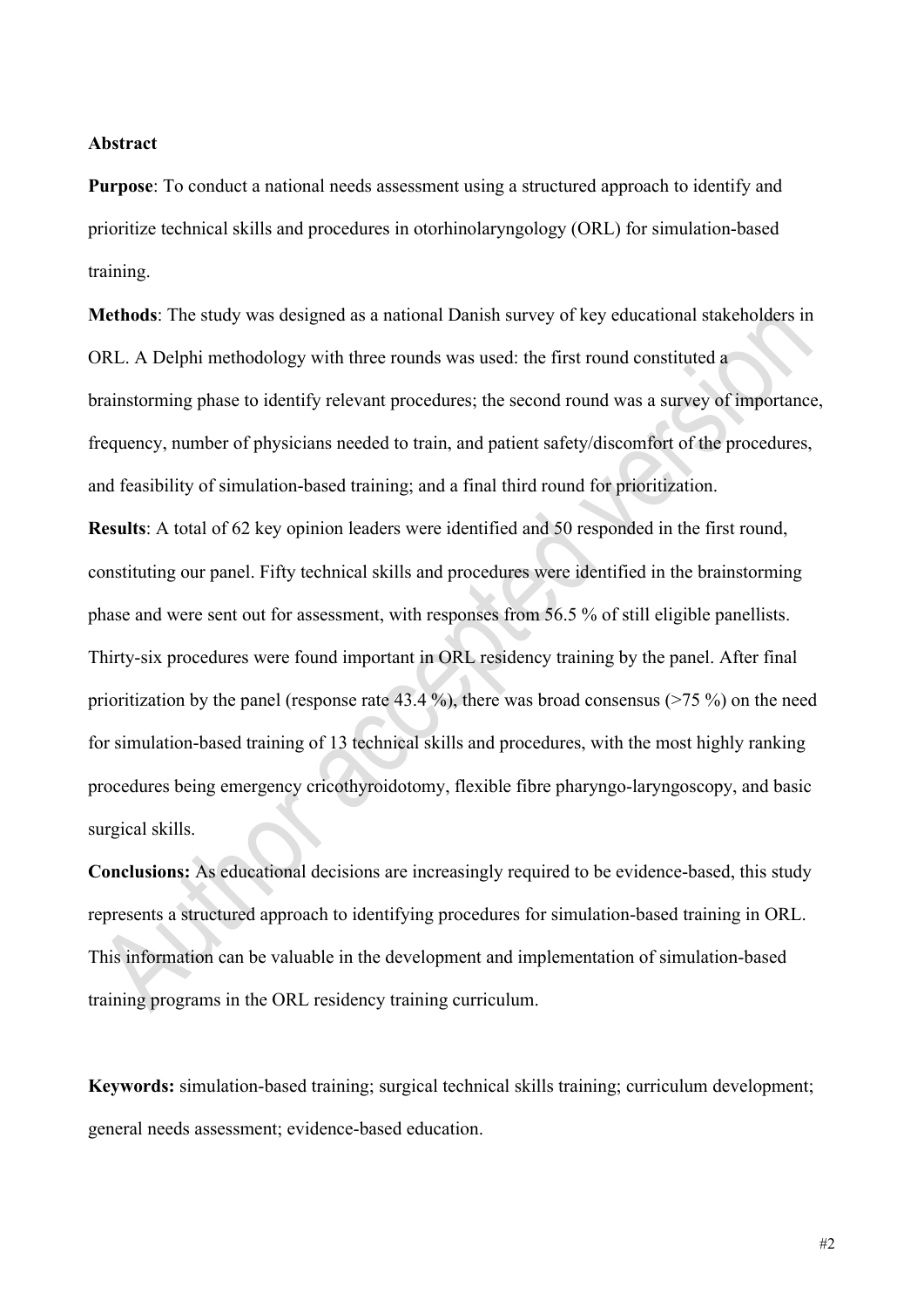**Abstract**

**Purpose**: To conduct a national needs assessment using a structured approach to identify and prioritize technical skills and procedures in otorhinolaryngology (ORL) for simulation-based training.

**Methods**: The study was designed as a national Danish survey of key educational stakeholders in ORL. A Delphi methodology with three rounds was used: the first round constituted a brainstorming phase to identify relevant procedures; the second round was a survey of importance, frequency, number of physicians needed to train, and patient safety/discomfort of the procedures, and feasibility of simulation-based training; and a final third round for prioritization.

**Results**: A total of 62 key opinion leaders were identified and 50 responded in the first round, constituting our panel. Fifty technical skills and procedures were identified in the brainstorming phase and were sent out for assessment, with responses from 56.5 % of still eligible panellists. Thirty-six procedures were found important in ORL residency training by the panel. After final prioritization by the panel (response rate 43.4 %), there was broad consensus (>75 %) on the need for simulation-based training of 13 technical skills and procedures, with the most highly ranking procedures being emergency cricothyroidotomy, flexible fibre pharyngo-laryngoscopy, and basic surgical skills.

**Conclusions:** As educational decisions are increasingly required to be evidence-based, this study represents a structured approach to identifying procedures for simulation-based training in ORL. This information can be valuable in the development and implementation of simulation-based training programs in the ORL residency training curriculum.

**Keywords:** simulation-based training; surgical technical skills training; curriculum development; general needs assessment; evidence-based education.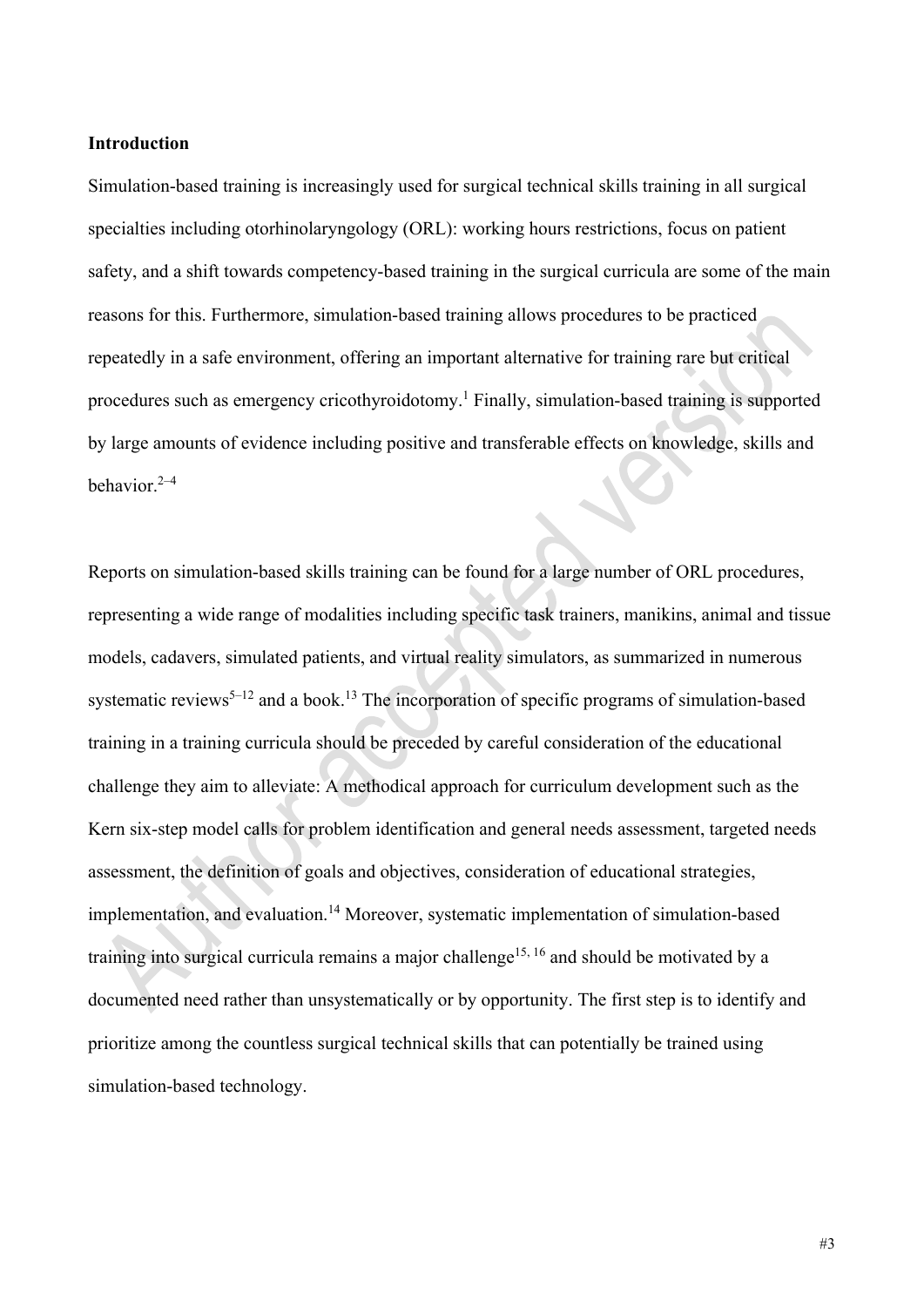## Introduction

Simulation-based training is increasingly used for surgical technical skills training in all surgical specialties including otorhinolaryngology (ORL): working hours restrictions, focus on patient safety, and a shift towards competency-based training in the surgical curricula are some of the main reasons for this. Furthermore, simulation-based training allows procedures to be practiced repeatedly in a safe environment, offering an important alternative for training rare but critical procedures such as emergency cricothyroidotomy.[1] Finally, simulation-based training is supported by large amounts of evidence including positive and transferable effects on knowledge, skills and behavior.[2–4]

Reports on simulation-based skills training can be found for a large number of ORL procedures, representing a wide range of modalities including specific task trainers, manikins, animal and tissue models, cadavers, simulated patients, and virtual reality simulators, as summarized in numerous systematic reviews[5–12] and a book.[13] The incorporation of specific programs of simulation-based training in a training curricula should be preceded by careful consideration of the educational challenge they aim to alleviate: A methodical approach for curriculum development such as the Kern six-step model calls for problem identification and general needs assessment, targeted needs assessment, the definition of goals and objectives, consideration of educational strategies, implementation, and evaluation.[14] Moreover, systematic implementation of simulation-based training into surgical curricula remains a major challenge[15, 16] and should be motivated by a documented need rather than unsystematically or by opportunity. The first step is to identify and prioritize among the countless surgical technical skills that can potentially be trained using simulation-based technology.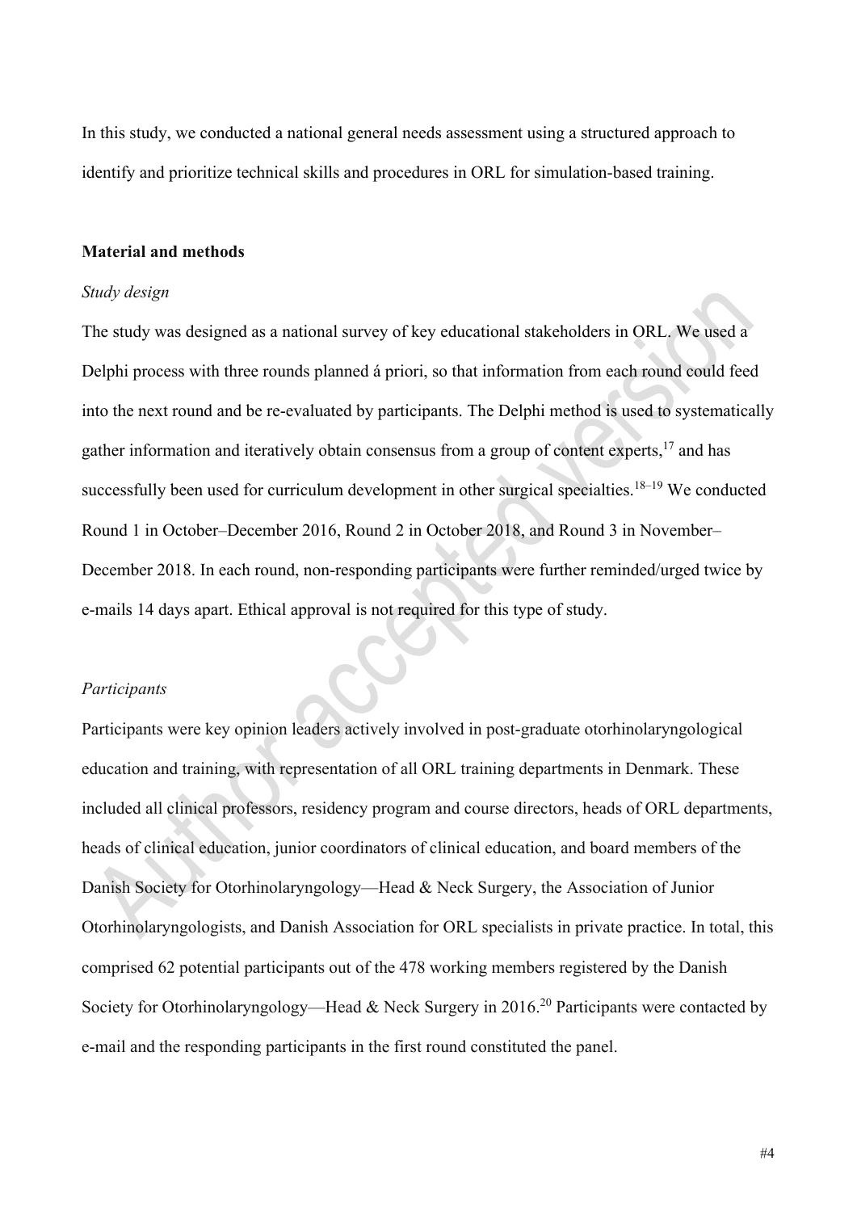In this study, we conducted a national general needs assessment using a structured approach to identify and prioritize technical skills and procedures in ORL for simulation-based training.

## Material and methods

### *Study design*

The study was designed as a national survey of key educational stakeholders in ORL. We used a Delphi process with three rounds planned á priori, so that information from each round could feed into the next round and be re-evaluated by participants. The Delphi method is used to systematically gather information and iteratively obtain consensus from a group of content experts,[17] and has successfully been used for curriculum development in other surgical specialties.[18–19] We conducted Round 1 in October–December 2016, Round 2 in October 2018, and Round 3 in November–December 2018. In each round, non-responding participants were further reminded/urged twice by e-mails 14 days apart. Ethical approval is not required for this type of study.

### *Participants*

Participants were key opinion leaders actively involved in post-graduate otorhinolaryngological education and training, with representation of all ORL training departments in Denmark. These included all clinical professors, residency program and course directors, heads of ORL departments, heads of clinical education, junior coordinators of clinical education, and board members of the Danish Society for Otorhinolaryngology—Head & Neck Surgery, the Association of Junior Otorhinolaryngologists, and Danish Association for ORL specialists in private practice. In total, this comprised 62 potential participants out of the 478 working members registered by the Danish Society for Otorhinolaryngology—Head & Neck Surgery in 2016.[20] Participants were contacted by e-mail and the responding participants in the first round constituted the panel.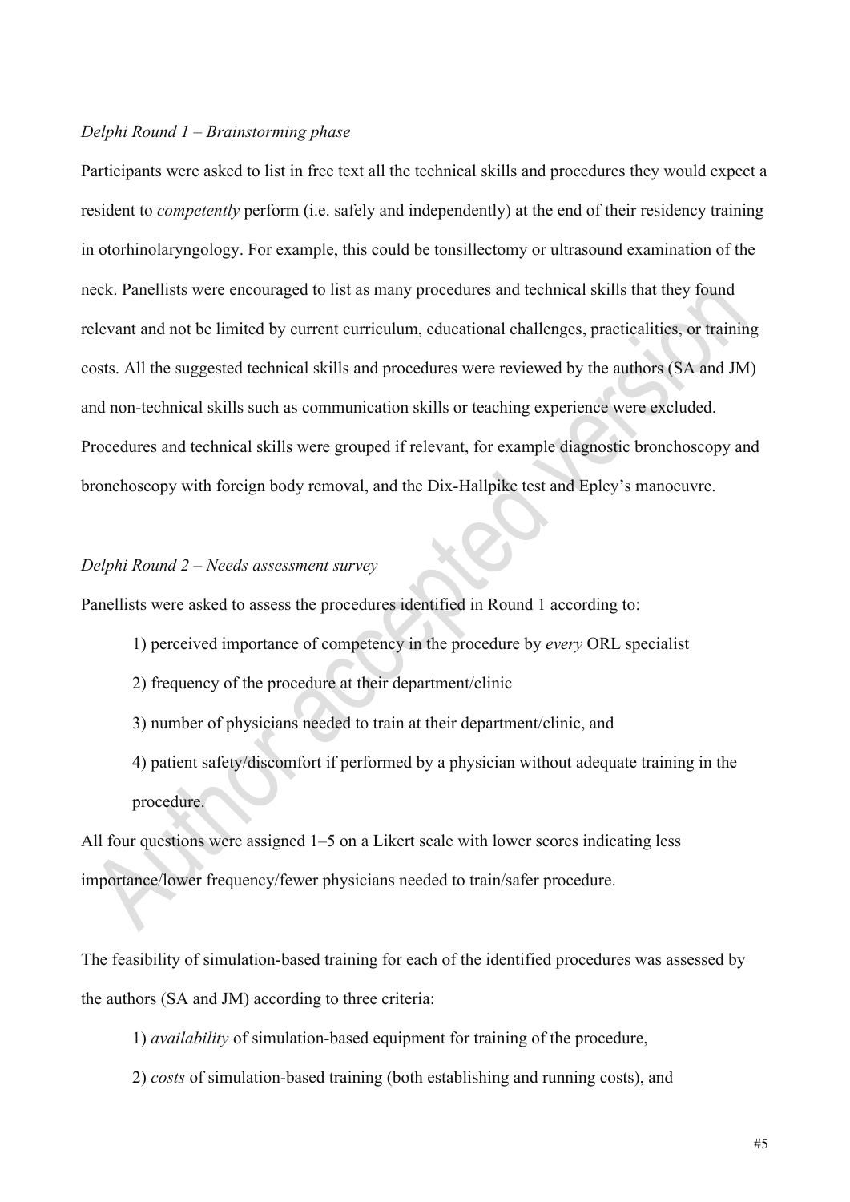*Delphi Round 1 – Brainstorming phase*

Participants were asked to list in free text all the technical skills and procedures they would expect a resident to *competently* perform (i.e. safely and independently) at the end of their residency training in otorhinolaryngology. For example, this could be tonsillectomy or ultrasound examination of the neck. Panellists were encouraged to list as many procedures and technical skills that they found relevant and not be limited by current curriculum, educational challenges, practicalities, or training costs. All the suggested technical skills and procedures were reviewed by the authors (SA and JM) and non-technical skills such as communication skills or teaching experience were excluded. Procedures and technical skills were grouped if relevant, for example diagnostic bronchoscopy and bronchoscopy with foreign body removal, and the Dix-Hallpike test and Epley's manoeuvre.

*Delphi Round 2 – Needs assessment survey*

Panellists were asked to assess the procedures identified in Round 1 according to:

1) perceived importance of competency in the procedure by *every* ORL specialist
2) frequency of the procedure at their department/clinic
3) number of physicians needed to train at their department/clinic, and
4) patient safety/discomfort if performed by a physician without adequate training in the procedure.

All four questions were assigned 1–5 on a Likert scale with lower scores indicating less importance/lower frequency/fewer physicians needed to train/safer procedure.

The feasibility of simulation-based training for each of the identified procedures was assessed by the authors (SA and JM) according to three criteria:

1) *availability* of simulation-based equipment for training of the procedure,
2) *costs* of simulation-based training (both establishing and running costs), and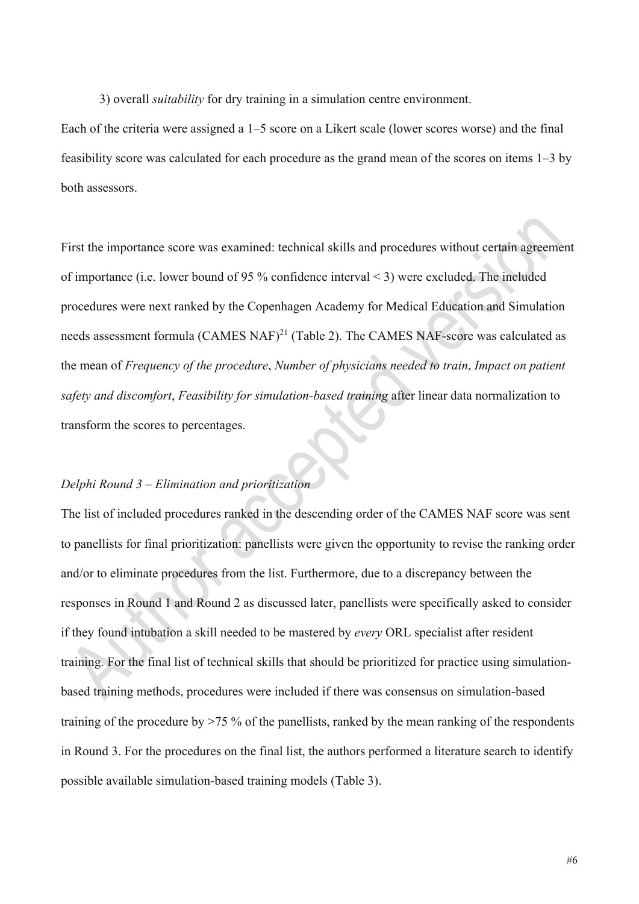3) overall *suitability* for dry training in a simulation centre environment.

Each of the criteria were assigned a 1–5 score on a Likert scale (lower scores worse) and the final feasibility score was calculated for each procedure as the grand mean of the scores on items 1–3 by both assessors.

First the importance score was examined: technical skills and procedures without certain agreement of importance (i.e. lower bound of 95 % confidence interval < 3) were excluded. The included procedures were next ranked by the Copenhagen Academy for Medical Education and Simulation needs assessment formula (CAMES NAF)[21] (Table 2). The CAMES NAF-score was calculated as the mean of *Frequency of the procedure*, *Number of physicians needed to train*, *Impact on patient safety and discomfort*, *Feasibility for simulation-based training* after linear data normalization to transform the scores to percentages.

*Delphi Round 3 – Elimination and prioritization*

The list of included procedures ranked in the descending order of the CAMES NAF score was sent to panellists for final prioritization: panellists were given the opportunity to revise the ranking order and/or to eliminate procedures from the list. Furthermore, due to a discrepancy between the responses in Round 1 and Round 2 as discussed later, panellists were specifically asked to consider if they found intubation a skill needed to be mastered by *every* ORL specialist after resident training. For the final list of technical skills that should be prioritized for practice using simulation-based training methods, procedures were included if there was consensus on simulation-based training of the procedure by >75 % of the panellists, ranked by the mean ranking of the respondents in Round 3. For the procedures on the final list, the authors performed a literature search to identify possible available simulation-based training models (Table 3).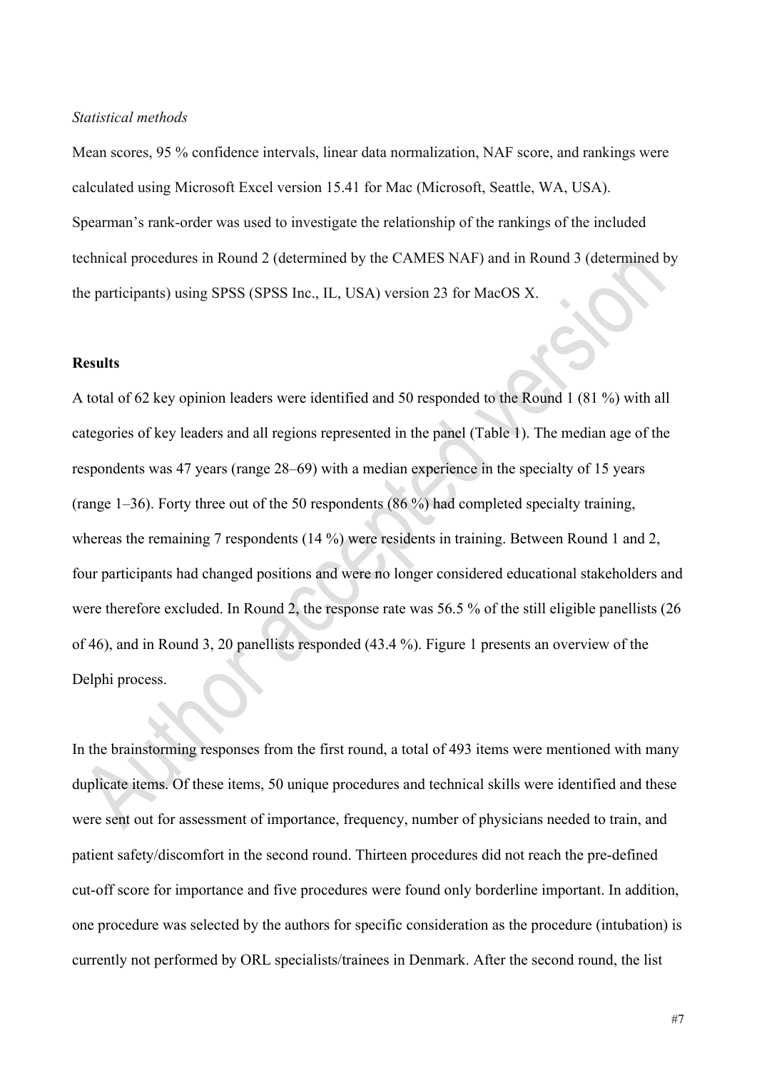*Statistical methods*

Mean scores, 95 % confidence intervals, linear data normalization, NAF score, and rankings were calculated using Microsoft Excel version 15.41 for Mac (Microsoft, Seattle, WA, USA). Spearman's rank-order was used to investigate the relationship of the rankings of the included technical procedures in Round 2 (determined by the CAMES NAF) and in Round 3 (determined by the participants) using SPSS (SPSS Inc., IL, USA) version 23 for MacOS X.

**Results**

A total of 62 key opinion leaders were identified and 50 responded to the Round 1 (81 %) with all categories of key leaders and all regions represented in the panel (Table 1). The median age of the respondents was 47 years (range 28–69) with a median experience in the specialty of 15 years (range 1–36). Forty three out of the 50 respondents (86 %) had completed specialty training, whereas the remaining 7 respondents (14 %) were residents in training. Between Round 1 and 2, four participants had changed positions and were no longer considered educational stakeholders and were therefore excluded. In Round 2, the response rate was 56.5 % of the still eligible panellists (26 of 46), and in Round 3, 20 panellists responded (43.4 %). Figure 1 presents an overview of the Delphi process.

In the brainstorming responses from the first round, a total of 493 items were mentioned with many duplicate items. Of these items, 50 unique procedures and technical skills were identified and these were sent out for assessment of importance, frequency, number of physicians needed to train, and patient safety/discomfort in the second round. Thirteen procedures did not reach the pre-defined cut-off score for importance and five procedures were found only borderline important. In addition, one procedure was selected by the authors for specific consideration as the procedure (intubation) is currently not performed by ORL specialists/trainees in Denmark. After the second round, the list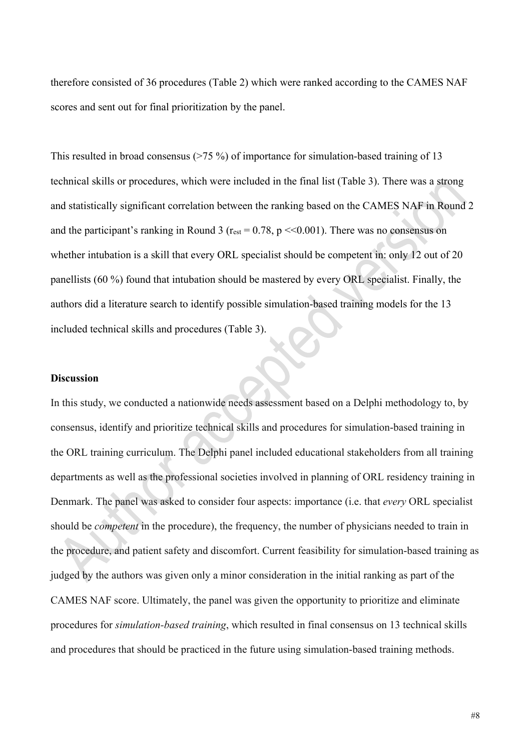therefore consisted of 36 procedures (Table 2) which were ranked according to the CAMES NAF scores and sent out for final prioritization by the panel.

This resulted in broad consensus (>75 %) of importance for simulation-based training of 13 technical skills or procedures, which were included in the final list (Table 3). There was a strong and statistically significant correlation between the ranking based on the CAMES NAF in Round 2 and the participant's ranking in Round 3 ($r_{est} = 0.78$, $p << 0.001$). There was no consensus on whether intubation is a skill that every ORL specialist should be competent in: only 12 out of 20 panellists (60 %) found that intubation should be mastered by every ORL specialist. Finally, the authors did a literature search to identify possible simulation-based training models for the 13 included technical skills and procedures (Table 3).

**Discussion**

In this study, we conducted a nationwide needs assessment based on a Delphi methodology to, by consensus, identify and prioritize technical skills and procedures for simulation-based training in the ORL training curriculum. The Delphi panel included educational stakeholders from all training departments as well as the professional societies involved in planning of ORL residency training in Denmark. The panel was asked to consider four aspects: importance (i.e. that *every* ORL specialist should be *competent* in the procedure), the frequency, the number of physicians needed to train in the procedure, and patient safety and discomfort. Current feasibility for simulation-based training as judged by the authors was given only a minor consideration in the initial ranking as part of the CAMES NAF score. Ultimately, the panel was given the opportunity to prioritize and eliminate procedures for *simulation-based training*, which resulted in final consensus on 13 technical skills and procedures that should be practiced in the future using simulation-based training methods.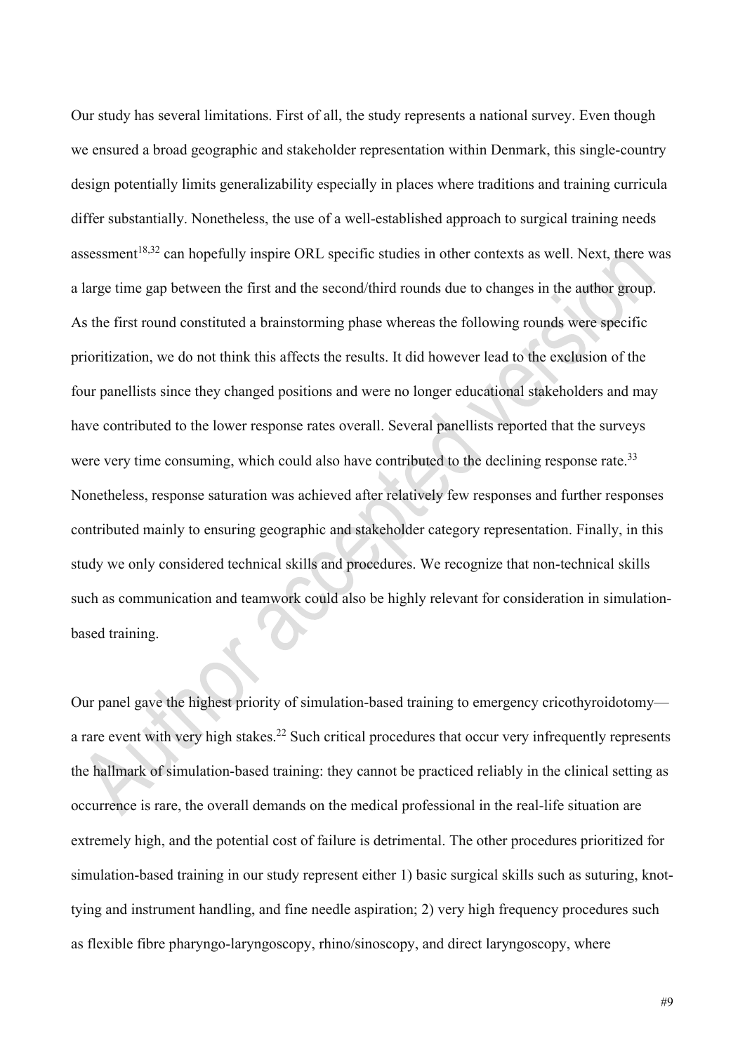Our study has several limitations. First of all, the study represents a national survey. Even though we ensured a broad geographic and stakeholder representation within Denmark, this single-country design potentially limits generalizability especially in places where traditions and training curricula differ substantially. Nonetheless, the use of a well-established approach to surgical training needs assessment[18,32] can hopefully inspire ORL specific studies in other contexts as well. Next, there was a large time gap between the first and the second/third rounds due to changes in the author group. As the first round constituted a brainstorming phase whereas the following rounds were specific prioritization, we do not think this affects the results. It did however lead to the exclusion of the four panellists since they changed positions and were no longer educational stakeholders and may have contributed to the lower response rates overall. Several panellists reported that the surveys were very time consuming, which could also have contributed to the declining response rate.[33] Nonetheless, response saturation was achieved after relatively few responses and further responses contributed mainly to ensuring geographic and stakeholder category representation. Finally, in this study we only considered technical skills and procedures. We recognize that non-technical skills such as communication and teamwork could also be highly relevant for consideration in simulation-based training.

Our panel gave the highest priority of simulation-based training to emergency cricothyroidotomy—a rare event with very high stakes.[22] Such critical procedures that occur very infrequently represents the hallmark of simulation-based training: they cannot be practiced reliably in the clinical setting as occurrence is rare, the overall demands on the medical professional in the real-life situation are extremely high, and the potential cost of failure is detrimental. The other procedures prioritized for simulation-based training in our study represent either 1) basic surgical skills such as suturing, knot-tying and instrument handling, and fine needle aspiration; 2) very high frequency procedures such as flexible fibre pharyngo-laryngoscopy, rhino/sinoscopy, and direct laryngoscopy, where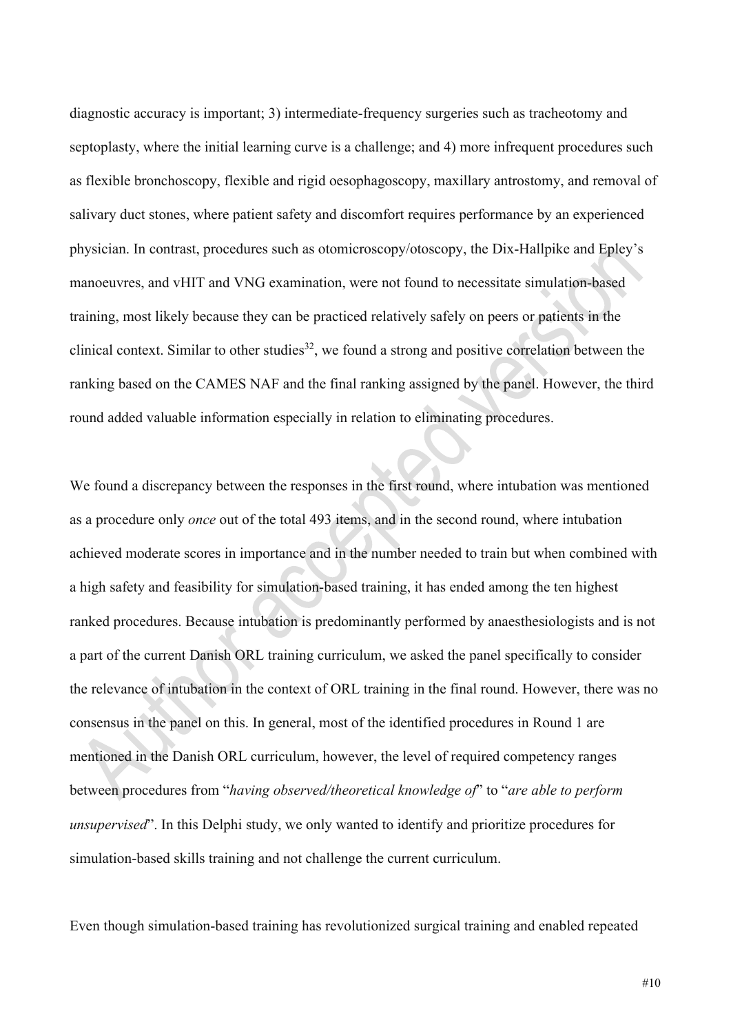diagnostic accuracy is important; 3) intermediate-frequency surgeries such as tracheotomy and septoplasty, where the initial learning curve is a challenge; and 4) more infrequent procedures such as flexible bronchoscopy, flexible and rigid oesophagoscopy, maxillary antrostomy, and removal of salivary duct stones, where patient safety and discomfort requires performance by an experienced physician. In contrast, procedures such as otomicroscopy/otoscopy, the Dix-Hallpike and Epley's manoeuvres, and vHIT and VNG examination, were not found to necessitate simulation-based training, most likely because they can be practiced relatively safely on peers or patients in the clinical context. Similar to other studies[32], we found a strong and positive correlation between the ranking based on the CAMES NAF and the final ranking assigned by the panel. However, the third round added valuable information especially in relation to eliminating procedures.

We found a discrepancy between the responses in the first round, where intubation was mentioned as a procedure only *once* out of the total 493 items, and in the second round, where intubation achieved moderate scores in importance and in the number needed to train but when combined with a high safety and feasibility for simulation-based training, it has ended among the ten highest ranked procedures. Because intubation is predominantly performed by anaesthesiologists and is not a part of the current Danish ORL training curriculum, we asked the panel specifically to consider the relevance of intubation in the context of ORL training in the final round. However, there was no consensus in the panel on this. In general, most of the identified procedures in Round 1 are mentioned in the Danish ORL curriculum, however, the level of required competency ranges between procedures from "*having observed/theoretical knowledge of*" to "*are able to perform unsupervised*". In this Delphi study, we only wanted to identify and prioritize procedures for simulation-based skills training and not challenge the current curriculum.

Even though simulation-based training has revolutionized surgical training and enabled repeated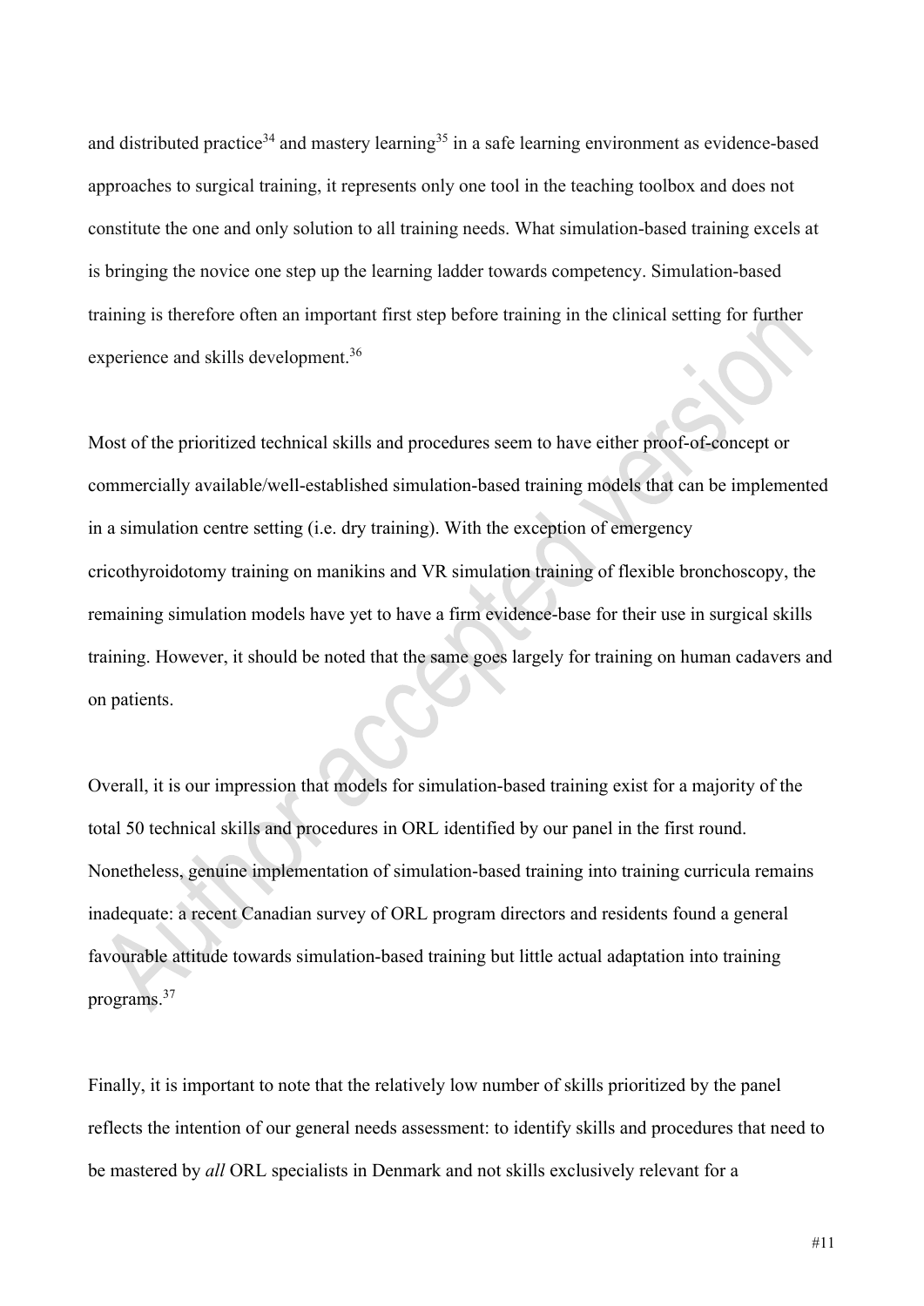and distributed practice[34] and mastery learning[35] in a safe learning environment as evidence-based approaches to surgical training, it represents only one tool in the teaching toolbox and does not constitute the one and only solution to all training needs. What simulation-based training excels at is bringing the novice one step up the learning ladder towards competency. Simulation-based training is therefore often an important first step before training in the clinical setting for further experience and skills development.[36]

Most of the prioritized technical skills and procedures seem to have either proof-of-concept or commercially available/well-established simulation-based training models that can be implemented in a simulation centre setting (i.e. dry training). With the exception of emergency cricothyroidotomy training on manikins and VR simulation training of flexible bronchoscopy, the remaining simulation models have yet to have a firm evidence-base for their use in surgical skills training. However, it should be noted that the same goes largely for training on human cadavers and on patients.

Overall, it is our impression that models for simulation-based training exist for a majority of the total 50 technical skills and procedures in ORL identified by our panel in the first round. Nonetheless, genuine implementation of simulation-based training into training curricula remains inadequate: a recent Canadian survey of ORL program directors and residents found a general favourable attitude towards simulation-based training but little actual adaptation into training programs.[37]

Finally, it is important to note that the relatively low number of skills prioritized by the panel reflects the intention of our general needs assessment: to identify skills and procedures that need to be mastered by *all* ORL specialists in Denmark and not skills exclusively relevant for a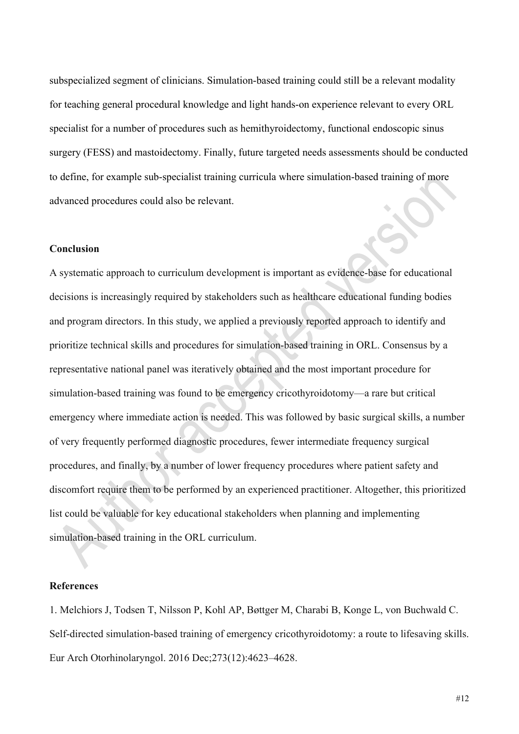subspecialized segment of clinicians. Simulation-based training could still be a relevant modality for teaching general procedural knowledge and light hands-on experience relevant to every ORL specialist for a number of procedures such as hemithyroidectomy, functional endoscopic sinus surgery (FESS) and mastoidectomy. Finally, future targeted needs assessments should be conducted to define, for example sub-specialist training curricula where simulation-based training of more advanced procedures could also be relevant.

## Conclusion

A systematic approach to curriculum development is important as evidence-base for educational decisions is increasingly required by stakeholders such as healthcare educational funding bodies and program directors. In this study, we applied a previously reported approach to identify and prioritize technical skills and procedures for simulation-based training in ORL. Consensus by a representative national panel was iteratively obtained and the most important procedure for simulation-based training was found to be emergency cricothyroidotomy—a rare but critical emergency where immediate action is needed. This was followed by basic surgical skills, a number of very frequently performed diagnostic procedures, fewer intermediate frequency surgical procedures, and finally, by a number of lower frequency procedures where patient safety and discomfort require them to be performed by an experienced practitioner. Altogether, this prioritized list could be valuable for key educational stakeholders when planning and implementing simulation-based training in the ORL curriculum.

## References

1. Melchiors J, Todsen T, Nilsson P, Kohl AP, Bøttger M, Charabi B, Konge L, von Buchwald C. Self-directed simulation-based training of emergency cricothyroidotomy: a route to lifesaving skills. Eur Arch Otorhinolaryngol. 2016 Dec;273(12):4623–4628.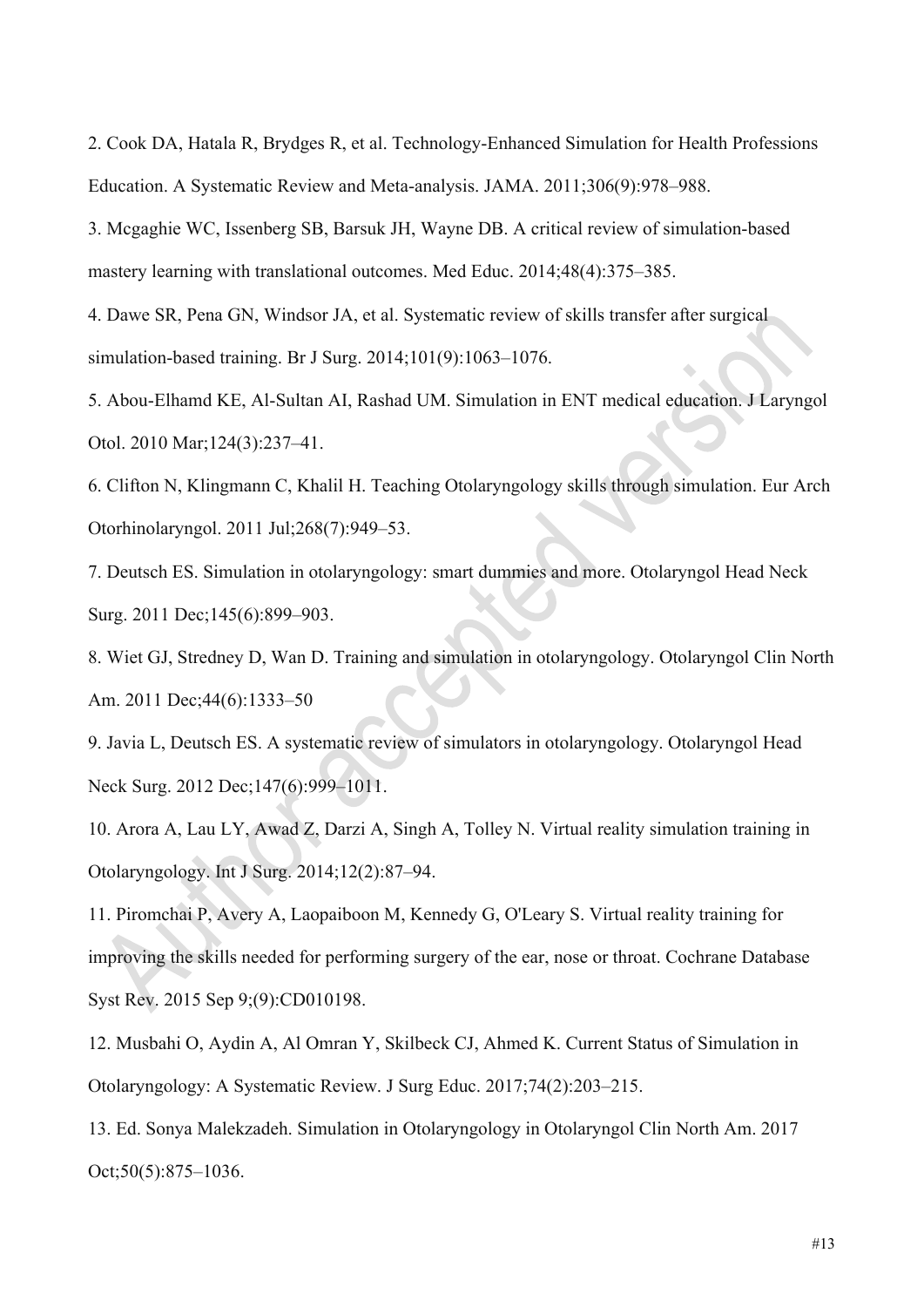2. Cook DA, Hatala R, Brydges R, et al. Technology-Enhanced Simulation for Health Professions Education. A Systematic Review and Meta-analysis. JAMA. 2011;306(9):978–988.

3. Mcgaghie WC, Issenberg SB, Barsuk JH, Wayne DB. A critical review of simulation-based mastery learning with translational outcomes. Med Educ. 2014;48(4):375–385.

4. Dawe SR, Pena GN, Windsor JA, et al. Systematic review of skills transfer after surgical simulation-based training. Br J Surg. 2014;101(9):1063–1076.

5. Abou-Elhamd KE, Al-Sultan AI, Rashad UM. Simulation in ENT medical education. J Laryngol Otol. 2010 Mar;124(3):237–41.

6. Clifton N, Klingmann C, Khalil H. Teaching Otolaryngology skills through simulation. Eur Arch Otorhinolaryngol. 2011 Jul;268(7):949–53.

7. Deutsch ES. Simulation in otolaryngology: smart dummies and more. Otolaryngol Head Neck Surg. 2011 Dec;145(6):899–903.

8. Wiet GJ, Stredney D, Wan D. Training and simulation in otolaryngology. Otolaryngol Clin North Am. 2011 Dec;44(6):1333–50

9. Javia L, Deutsch ES. A systematic review of simulators in otolaryngology. Otolaryngol Head Neck Surg. 2012 Dec;147(6):999–1011.

10. Arora A, Lau LY, Awad Z, Darzi A, Singh A, Tolley N. Virtual reality simulation training in Otolaryngology. Int J Surg. 2014;12(2):87–94.

11. Piromchai P, Avery A, Laopaiboon M, Kennedy G, O'Leary S. Virtual reality training for improving the skills needed for performing surgery of the ear, nose or throat. Cochrane Database Syst Rev. 2015 Sep 9;(9):CD010198.

12. Musbahi O, Aydin A, Al Omran Y, Skilbeck CJ, Ahmed K. Current Status of Simulation in Otolaryngology: A Systematic Review. J Surg Educ. 2017;74(2):203–215.

13. Ed. Sonya Malekzadeh. Simulation in Otolaryngology in Otolaryngol Clin North Am. 2017 Oct;50(5):875–1036.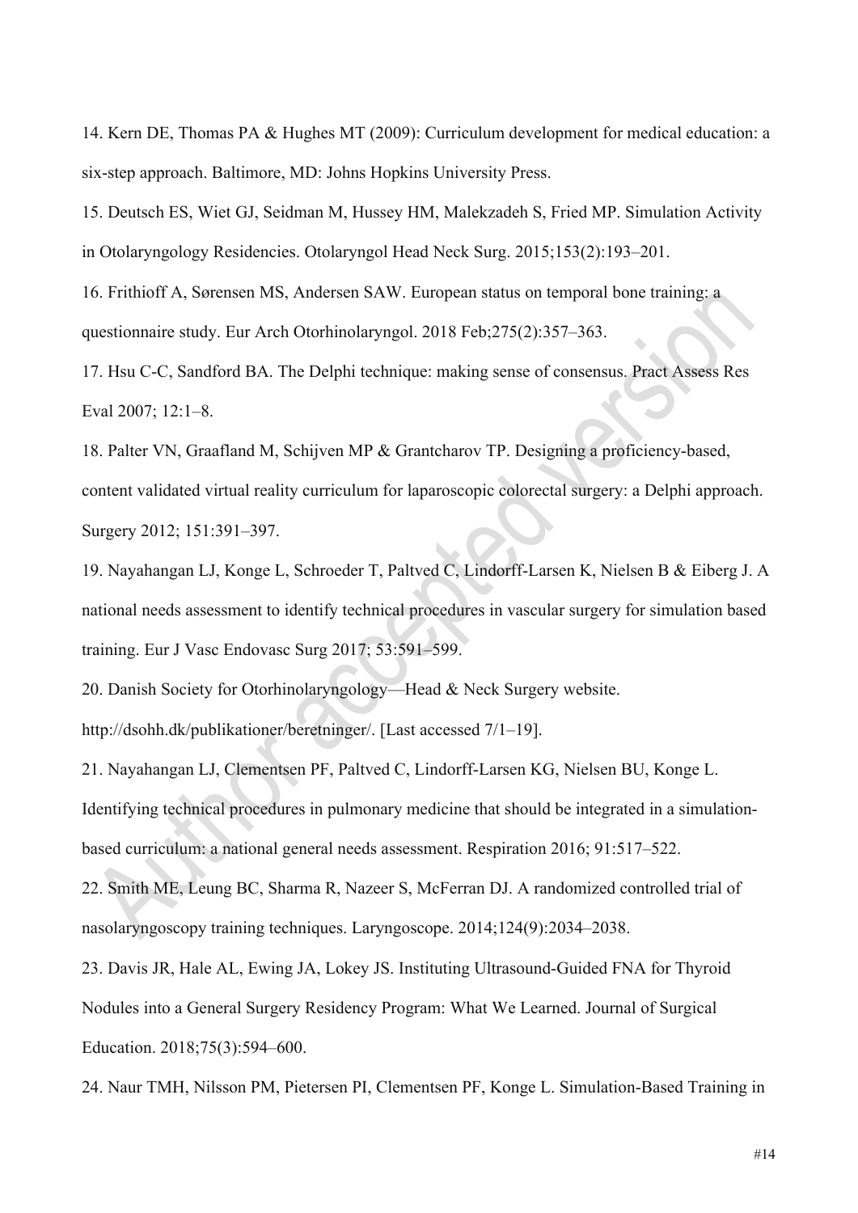14. Kern DE, Thomas PA & Hughes MT (2009): Curriculum development for medical education: a six-step approach. Baltimore, MD: Johns Hopkins University Press.

15. Deutsch ES, Wiet GJ, Seidman M, Hussey HM, Malekzadeh S, Fried MP. Simulation Activity in Otolaryngology Residencies. Otolaryngol Head Neck Surg. 2015;153(2):193–201.

16. Frithioff A, Sørensen MS, Andersen SAW. European status on temporal bone training: a questionnaire study. Eur Arch Otorhinolaryngol. 2018 Feb;275(2):357–363.

17. Hsu C-C, Sandford BA. The Delphi technique: making sense of consensus. Pract Assess Res Eval 2007; 12:1–8.

18. Palter VN, Graafland M, Schijven MP & Grantcharov TP. Designing a proficiency-based, content validated virtual reality curriculum for laparoscopic colorectal surgery: a Delphi approach. Surgery 2012; 151:391–397.

19. Nayahangan LJ, Konge L, Schroeder T, Paltved C, Lindorff-Larsen K, Nielsen B & Eiberg J. A national needs assessment to identify technical procedures in vascular surgery for simulation based training. Eur J Vasc Endovasc Surg 2017; 53:591–599.

20. Danish Society for Otorhinolaryngology—Head & Neck Surgery website. http://dsohh.dk/publikationer/beretninger/. [Last accessed 7/1–19].

21. Nayahangan LJ, Clementsen PF, Paltved C, Lindorff-Larsen KG, Nielsen BU, Konge L. Identifying technical procedures in pulmonary medicine that should be integrated in a simulation-based curriculum: a national general needs assessment. Respiration 2016; 91:517–522.

22. Smith ME, Leung BC, Sharma R, Nazeer S, McFerran DJ. A randomized controlled trial of nasolaryngoscopy training techniques. Laryngoscope. 2014;124(9):2034–2038.

23. Davis JR, Hale AL, Ewing JA, Lokey JS. Instituting Ultrasound-Guided FNA for Thyroid Nodules into a General Surgery Residency Program: What We Learned. Journal of Surgical Education. 2018;75(3):594–600.

24. Naur TMH, Nilsson PM, Pietersen PI, Clementsen PF, Konge L. Simulation-Based Training in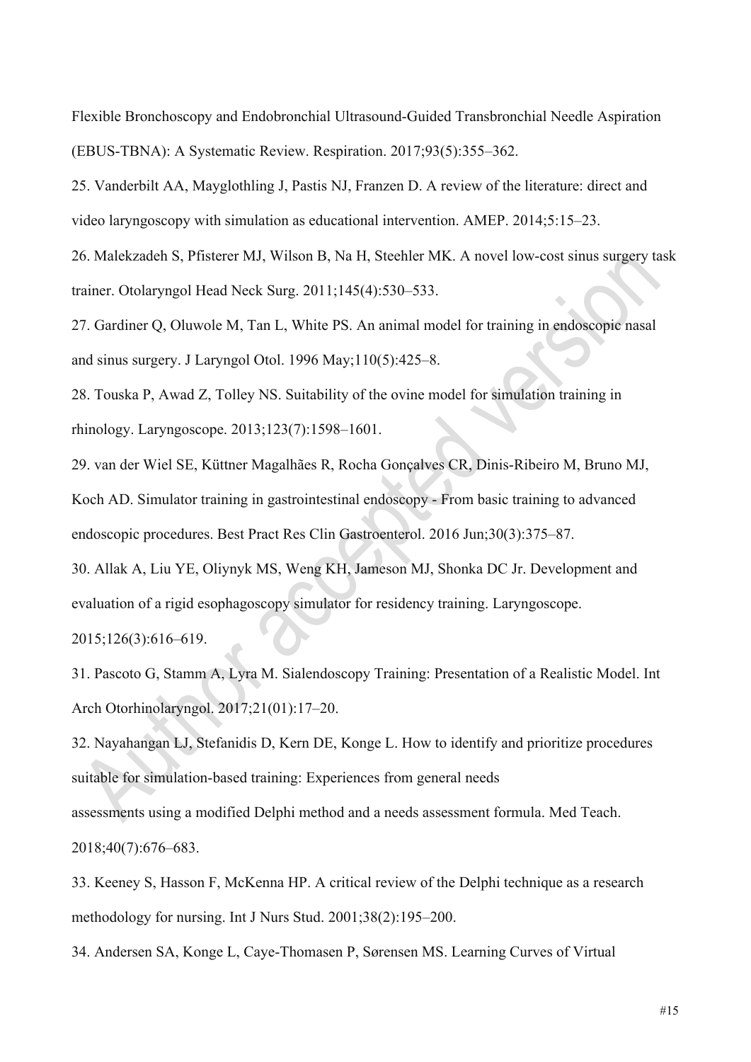Flexible Bronchoscopy and Endobronchial Ultrasound-Guided Transbronchial Needle Aspiration (EBUS-TBNA): A Systematic Review. Respiration. 2017;93(5):355–362.

25. Vanderbilt AA, Mayglothling J, Pastis NJ, Franzen D. A review of the literature: direct and video laryngoscopy with simulation as educational intervention. AMEP. 2014;5:15–23.

26. Malekzadeh S, Pfisterer MJ, Wilson B, Na H, Steehler MK. A novel low-cost sinus surgery task trainer. Otolaryngol Head Neck Surg. 2011;145(4):530–533.

27. Gardiner Q, Oluwole M, Tan L, White PS. An animal model for training in endoscopic nasal and sinus surgery. J Laryngol Otol. 1996 May;110(5):425–8.

28. Touska P, Awad Z, Tolley NS. Suitability of the ovine model for simulation training in rhinology. Laryngoscope. 2013;123(7):1598–1601.

29. van der Wiel SE, Küttner Magalhães R, Rocha Gonçalves CR, Dinis-Ribeiro M, Bruno MJ, Koch AD. Simulator training in gastrointestinal endoscopy - From basic training to advanced endoscopic procedures. Best Pract Res Clin Gastroenterol. 2016 Jun;30(3):375–87.

30. Allak A, Liu YE, Oliynyk MS, Weng KH, Jameson MJ, Shonka DC Jr. Development and evaluation of a rigid esophagoscopy simulator for residency training. Laryngoscope. 2015;126(3):616–619.

31. Pascoto G, Stamm A, Lyra M. Sialendoscopy Training: Presentation of a Realistic Model. Int Arch Otorhinolaryngol. 2017;21(01):17–20.

32. Nayahangan LJ, Stefanidis D, Kern DE, Konge L. How to identify and prioritize procedures suitable for simulation-based training: Experiences from general needs assessments using a modified Delphi method and a needs assessment formula. Med Teach. 2018;40(7):676–683.

33. Keeney S, Hasson F, McKenna HP. A critical review of the Delphi technique as a research methodology for nursing. Int J Nurs Stud. 2001;38(2):195–200.

34. Andersen SA, Konge L, Caye-Thomasen P, Sørensen MS. Learning Curves of Virtual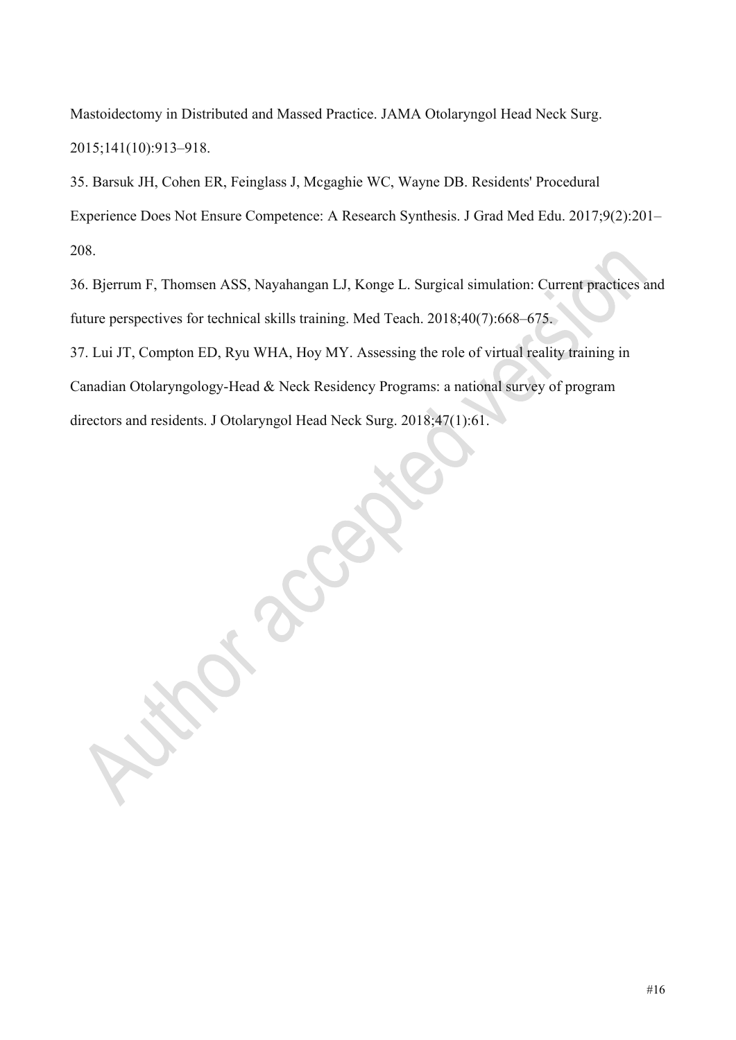Mastoidectomy in Distributed and Massed Practice. JAMA Otolaryngol Head Neck Surg. 2015;141(10):913–918.

35. Barsuk JH, Cohen ER, Feinglass J, Mcgaghie WC, Wayne DB. Residents' Procedural Experience Does Not Ensure Competence: A Research Synthesis. J Grad Med Edu. 2017;9(2):201–208.

36. Bjerrum F, Thomsen ASS, Nayahangan LJ, Konge L. Surgical simulation: Current practices and future perspectives for technical skills training. Med Teach. 2018;40(7):668–675.

37. Lui JT, Compton ED, Ryu WHA, Hoy MY. Assessing the role of virtual reality training in Canadian Otolaryngology-Head & Neck Residency Programs: a national survey of program directors and residents. J Otolaryngol Head Neck Surg. 2018;47(1):61.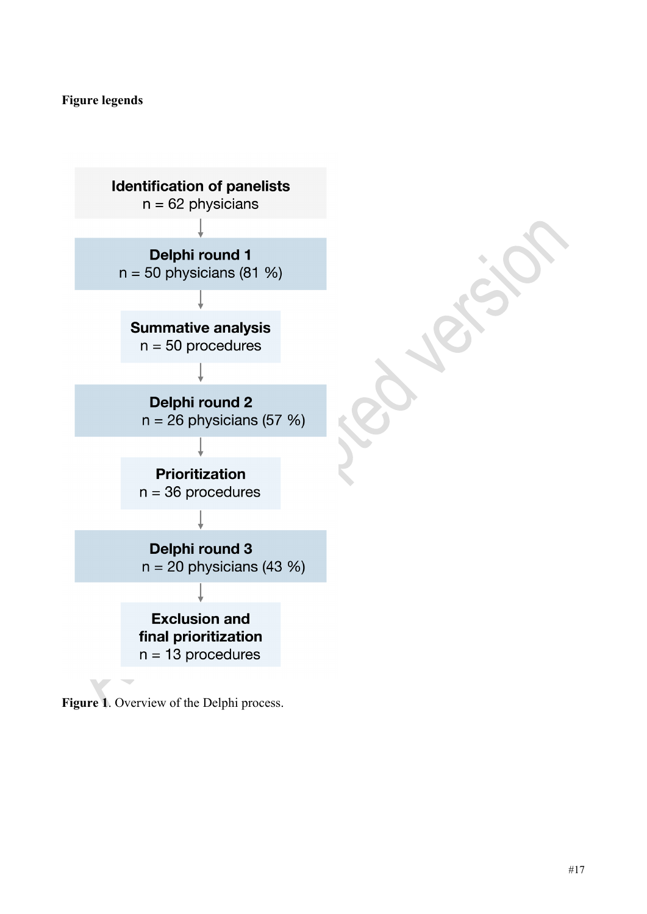**Figure legends**

Identification of panelists
n = 62 physicians

Delphi round 1
n = 50 physicians (81 %)

Summative analysis
n = 50 procedures

Delphi round 2
n = 26 physicians (57 %)

Prioritization
n = 36 procedures

Delphi round 3
n = 20 physicians (43 %)

Exclusion and final prioritization
n = 13 procedures

**Figure 1**. Overview of the Delphi process.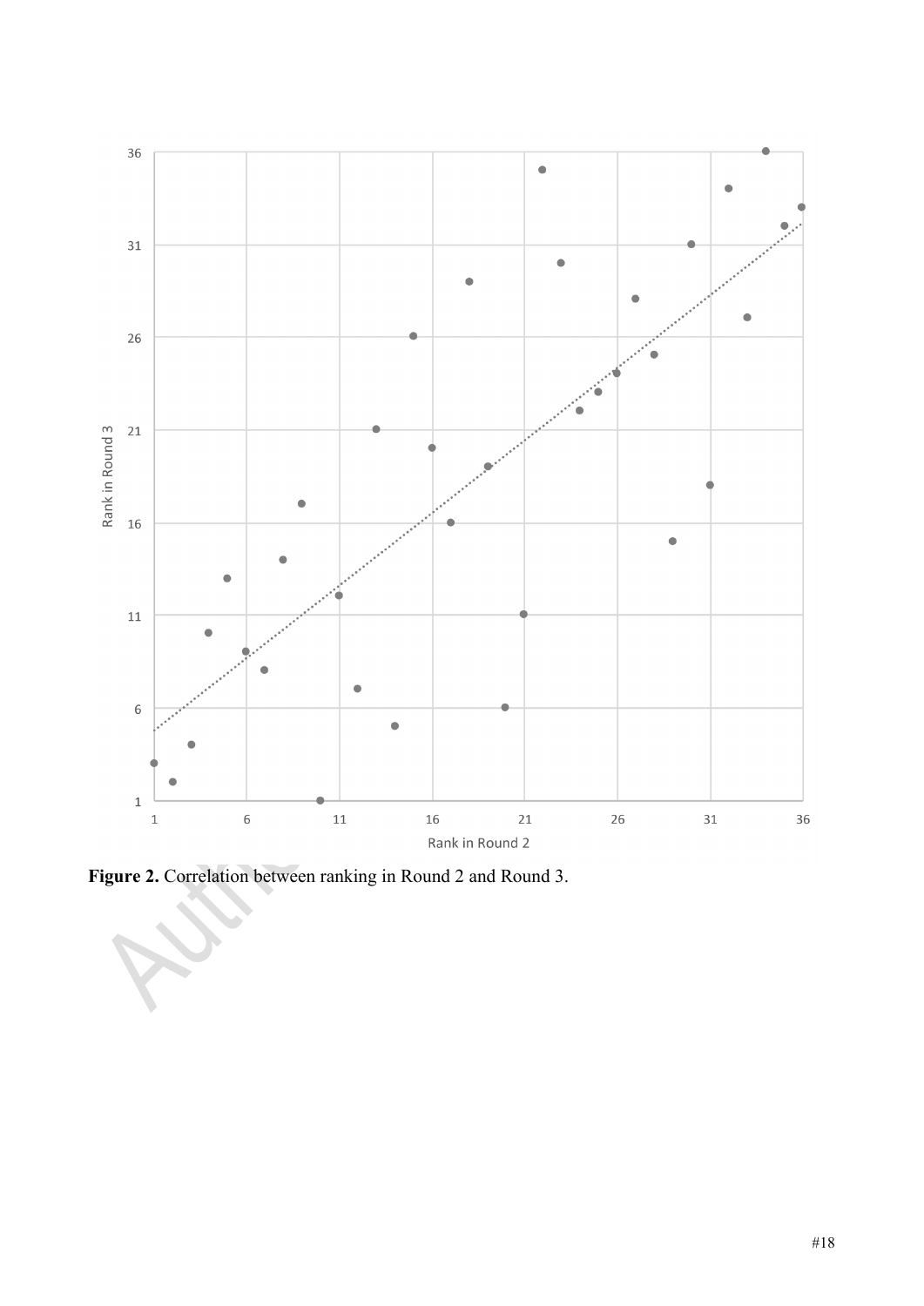**Figure 2.** Correlation between ranking in Round 2 and Round 3.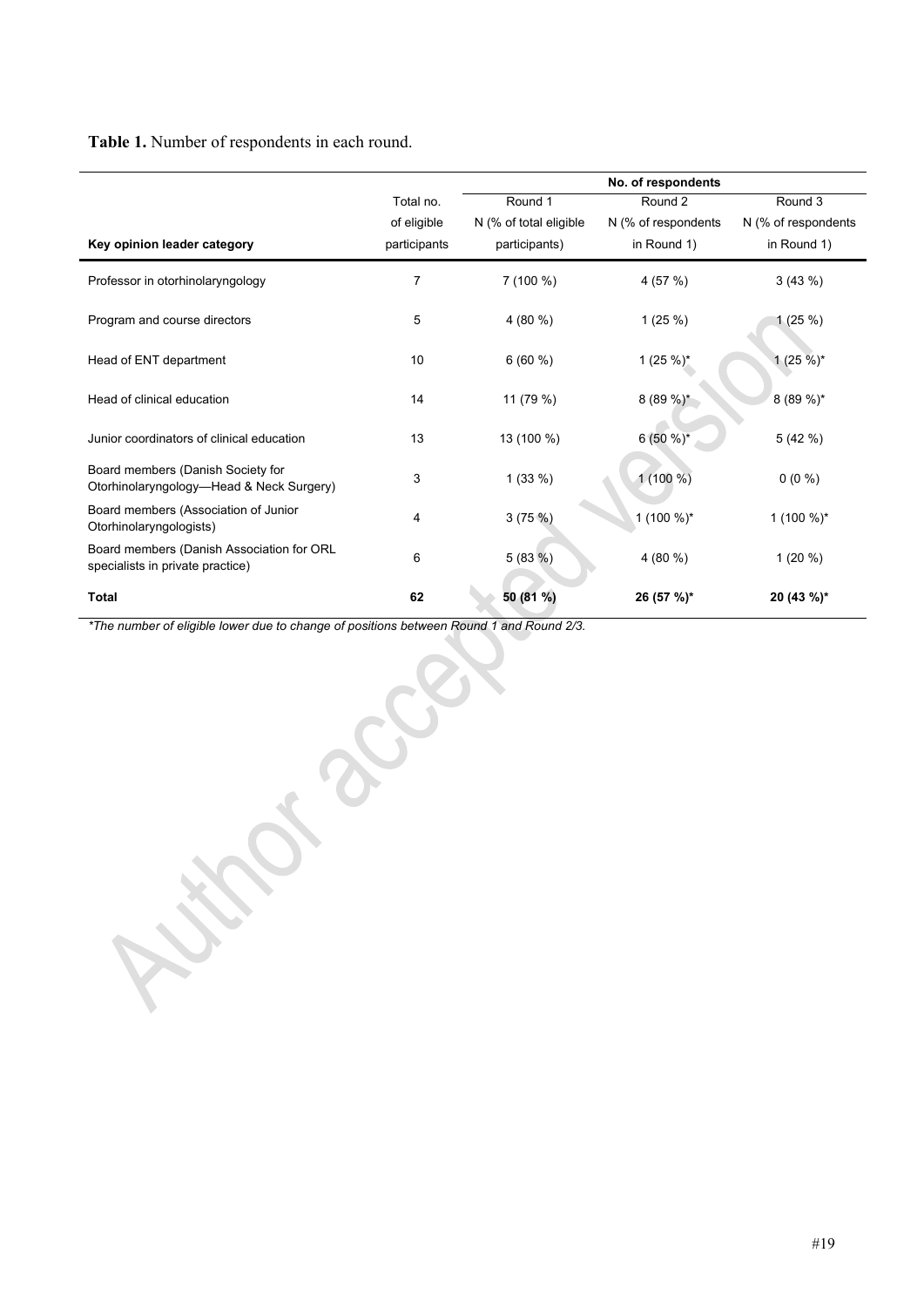**Table 1.** Number of respondents in each round.

| Key opinion leader category | Total no. of eligible participants | No. of respondents | | |
|---|---|---|---|---|
| | | Round 1 N (% of total eligible participants) | Round 2 N (% of respondents in Round 1) | Round 3 N (% of respondents in Round 1) |
| Professor in otorhinolaryngology | 7 | 7 (100 %) | 4 (57 %) | 3 (43 %) |
| Program and course directors | 5 | 4 (80 %) | 1 (25 %) | 1 (25 %) |
| Head of ENT department | 10 | 6 (60 %) | 1 (25 %)* | 1 (25 %)* |
| Head of clinical education | 14 | 11 (79 %) | 8 (89 %)* | 8 (89 %)* |
| Junior coordinators of clinical education | 13 | 13 (100 %) | 6 (50 %)* | 5 (42 %) |
| Board members (Danish Society for Otorhinolaryngology—Head & Neck Surgery) | 3 | 1 (33 %) | 1 (100 %) | 0 (0 %) |
| Board members (Association of Junior Otorhinolaryngologists) | 4 | 3 (75 %) | 1 (100 %)* | 1 (100 %)* |
| Board members (Danish Association for ORL specialists in private practice) | 6 | 5 (83 %) | 4 (80 %) | 1 (20 %) |
| **Total** | **62** | **50 (81 %)** | **26 (57 %)*** | **20 (43 %)*** |

*\*The number of eligible lower due to change of positions between Round 1 and Round 2/3.*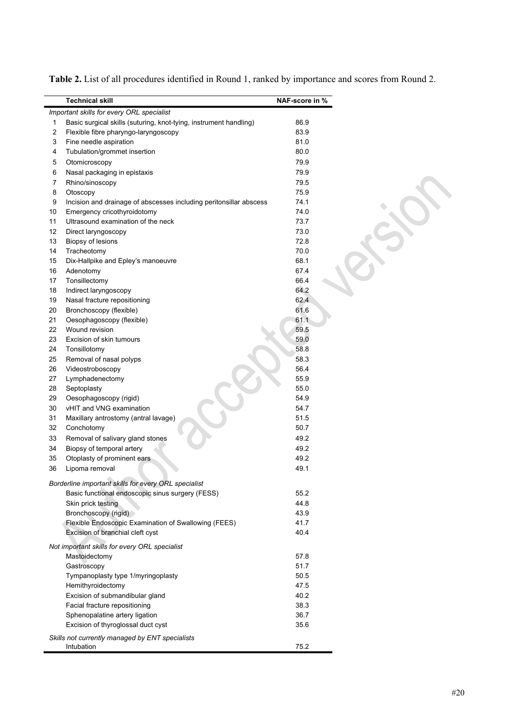**Table 2.** List of all procedures identified in Round 1, ranked by importance and scores from Round 2.

| | Technical skill | NAF-score in % |
|---|---|---|
| | *Important skills for every ORL specialist* | |
| 1 | Basic surgical skills (suturing, knot-tying, instrument handling) | 86.9 |
| 2 | Flexible fibre pharyngo-laryngoscopy | 83.9 |
| 3 | Fine needle aspiration | 81.0 |
| 4 | Tubulation/grommet insertion | 80.0 |
| 5 | Otomicroscopy | 79.9 |
| 6 | Nasal packaging in epistaxis | 79.9 |
| 7 | Rhino/sinoscopy | 79.5 |
| 8 | Otoscopy | 75.9 |
| 9 | Incision and drainage of abscesses including peritonsillar abscess | 74.1 |
| 10 | Emergency cricothyroidotomy | 74.0 |
| 11 | Ultrasound examination of the neck | 73.7 |
| 12 | Direct laryngoscopy | 73.0 |
| 13 | Biopsy of lesions | 72.8 |
| 14 | Tracheotomy | 70.0 |
| 15 | Dix-Hallpike and Epley's manoeuvre | 68.1 |
| 16 | Adenotomy | 67.4 |
| 17 | Tonsillectomy | 66.4 |
| 18 | Indirect laryngoscopy | 64.2 |
| 19 | Nasal fracture repositioning | 62.4 |
| 20 | Bronchoscopy (flexible) | 61.6 |
| 21 | Oesophagoscopy (flexible) | 61.1 |
| 22 | Wound revision | 59.5 |
| 23 | Excision of skin tumours | 59.0 |
| 24 | Tonsillotomy | 58.8 |
| 25 | Removal of nasal polyps | 58.3 |
| 26 | Videostroboscopy | 56.4 |
| 27 | Lymphadenectomy | 55.9 |
| 28 | Septoplasty | 55.0 |
| 29 | Oesophagoscopy (rigid) | 54.9 |
| 30 | vHIT and VNG examination | 54.7 |
| 31 | Maxillary antrostomy (antral lavage) | 51.5 |
| 32 | Conchotomy | 50.7 |
| 33 | Removal of salivary gland stones | 49.2 |
| 34 | Biopsy of temporal artery | 49.2 |
| 35 | Otoplasty of prominent ears | 49.2 |
| 36 | Lipoma removal | 49.1 |
| | *Borderline important skills for every ORL specialist* | |
| | Basic functional endoscopic sinus surgery (FESS) | 55.2 |
| | Skin prick testing | 44.8 |
| | Bronchoscopy (rigid) | 43.9 |
| | Flexible Endoscopic Examination of Swallowing (FEES) | 41.7 |
| | Excision of branchial cleft cyst | 40.4 |
| | *Not important skills for every ORL specialist* | |
| | Mastoidectomy | 57.8 |
| | Gastroscopy | 51.7 |
| | Tympanoplasty type 1/myringoplasty | 50.5 |
| | Hemithyroidectomy | 47.5 |
| | Excision of submandibular gland | 40.2 |
| | Facial fracture repositioning | 38.3 |
| | Sphenopalatine artery ligation | 36.7 |
| | Excision of thyroglossal duct cyst | 35.6 |
| | *Skills not currently managed by ENT specialists* | |
| | Intubation | 75.2 |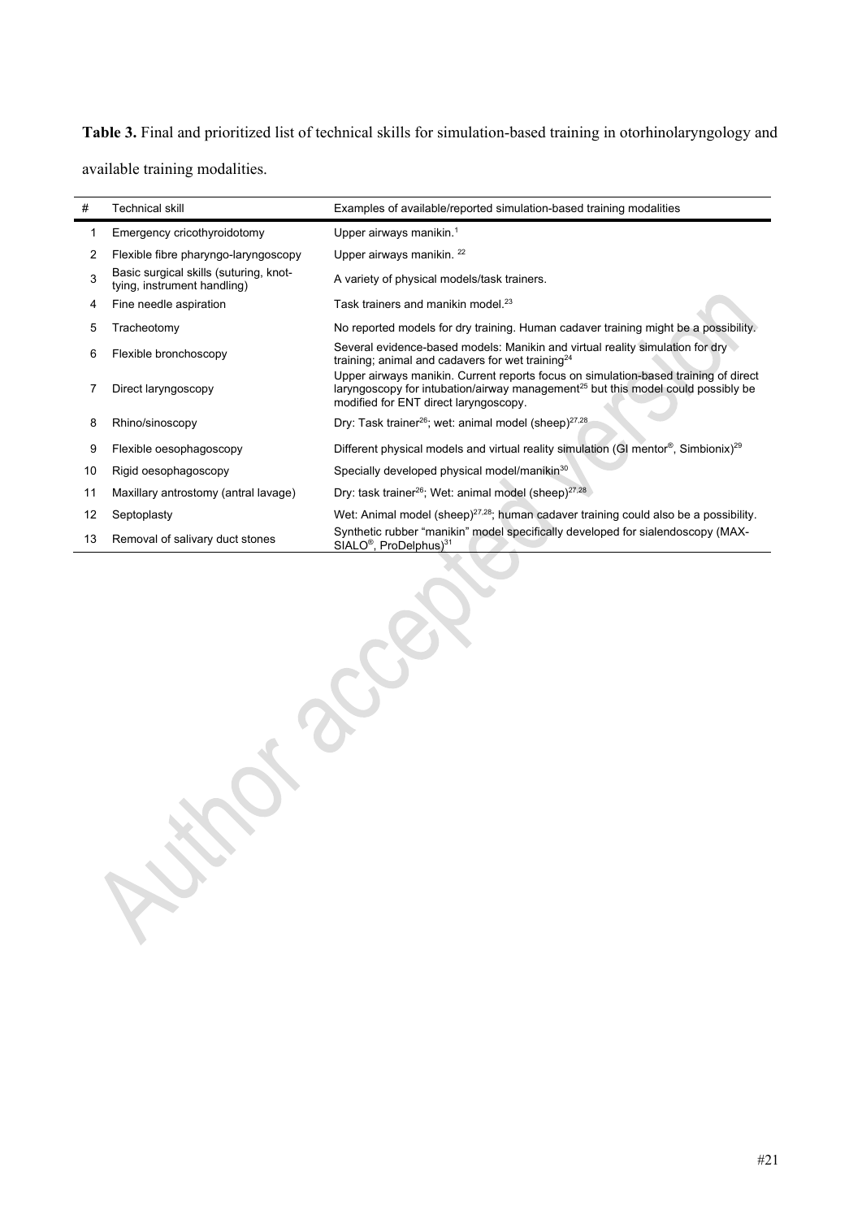**Table 3.** Final and prioritized list of technical skills for simulation-based training in otorhinolaryngology and available training modalities.

| # | Technical skill | Examples of available/reported simulation-based training modalities |
|---|---|---|
| 1 | Emergency cricothyroidotomy | Upper airways manikin.[1] |
| 2 | Flexible fibre pharyngo-laryngoscopy | Upper airways manikin. [22] |
| 3 | Basic surgical skills (suturing, knot-tying, instrument handling) | A variety of physical models/task trainers. |
| 4 | Fine needle aspiration | Task trainers and manikin model.[23] |
| 5 | Tracheotomy | No reported models for dry training. Human cadaver training might be a possibility. |
| 6 | Flexible bronchoscopy | Several evidence-based models: Manikin and virtual reality simulation for dry training; animal and cadavers for wet training[24] |
| 7 | Direct laryngoscopy | Upper airways manikin. Current reports focus on simulation-based training of direct laryngoscopy for intubation/airway management[25] but this model could possibly be modified for ENT direct laryngoscopy. |
| 8 | Rhino/sinoscopy | Dry: Task trainer[26]; wet: animal model (sheep)[27,28] |
| 9 | Flexible oesophagoscopy | Different physical models and virtual reality simulation (GI mentor®, Simbionix)[29] |
| 10 | Rigid oesophagoscopy | Specially developed physical model/manikin[30] |
| 11 | Maxillary antrostomy (antral lavage) | Dry: task trainer[26]; Wet: animal model (sheep)[27,28] |
| 12 | Septoplasty | Wet: Animal model (sheep)[27,28]; human cadaver training could also be a possibility. |
| 13 | Removal of salivary duct stones | Synthetic rubber "manikin" model specifically developed for sialendoscopy (MAX-SIALO®, ProDelphus)[31] |